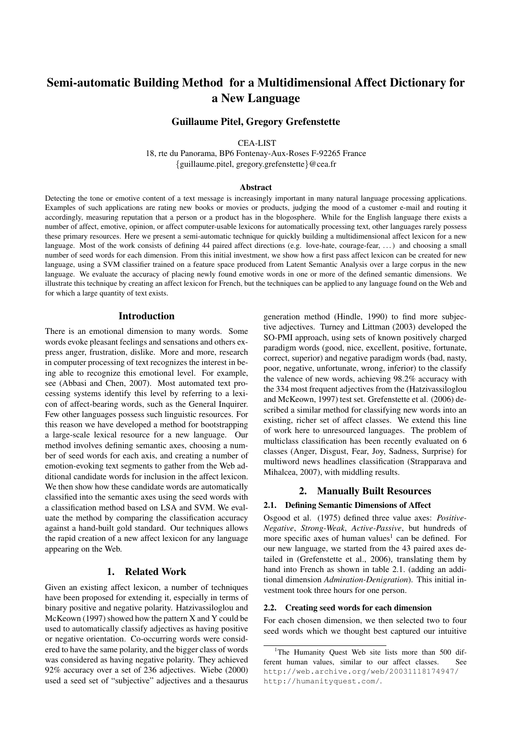# Semi-automatic Building Method for a Multidimensional Affect Dictionary for a New Language

**Guillaume Pitel, Gregory Grefenstette**

CEA-LIST
18, rte du Panorama, BP6 Fontenay-Aux-Roses F-92265 France
{guillaume.pitel, gregory.grefenstette}@cea.fr

### Abstract

Detecting the tone or emotive content of a text message is increasingly important in many natural language processing applications. Examples of such applications are rating new books or movies or products, judging the mood of a customer e-mail and routing it accordingly, measuring reputation that a person or a product has in the blogosphere. While for the English language there exists a number of affect, emotive, opinion, or affect computer-usable lexicons for automatically processing text, other languages rarely possess these primary resources. Here we present a semi-automatic technique for quickly building a multidimensional affect lexicon for a new language. Most of the work consists of defining 44 paired affect directions (e.g. love-hate, courage-fear, ...) and choosing a small number of seed words for each dimension. From this initial investment, we show how a first pass affect lexicon can be created for new language, using a SVM classifier trained on a feature space produced from Latent Semantic Analysis over a large corpus in the new language. We evaluate the accuracy of placing newly found emotive words in one or more of the defined semantic dimensions. We illustrate this technique by creating an affect lexicon for French, but the techniques can be applied to any language found on the Web and for which a large quantity of text exists.

## Introduction

There is an emotional dimension to many words. Some words evoke pleasant feelings and sensations and others express anger, frustration, dislike. More and more, research in computer processing of text recognizes the interest in being able to recognize this emotional level. For example, see (Abbasi and Chen, 2007). Most automated text processing systems identify this level by referring to a lexicon of affect-bearing words, such as the General Inquirer. Few other languages possess such linguistic resources. For this reason we have developed a method for bootstrapping a large-scale lexical resource for a new language. Our method involves defining semantic axes, choosing a number of seed words for each axis, and creating a number of emotion-evoking text segments to gather from the Web additional candidate words for inclusion in the affect lexicon. We then show how these candidate words are automatically classified into the semantic axes using the seed words with a classification method based on LSA and SVM. We evaluate the method by comparing the classification accuracy against a hand-built gold standard. Our techniques allows the rapid creation of a new affect lexicon for any language appearing on the Web.

## 1. Related Work

Given an existing affect lexicon, a number of techniques have been proposed for extending it, especially in terms of binary positive and negative polarity. Hatzivassiloglou and McKeown (1997) showed how the pattern X and Y could be used to automatically classify adjectives as having positive or negative orientation. Co-occurring words were considered to have the same polarity, and the bigger class of words was considered as having negative polarity. They achieved 92% accuracy over a set of 236 adjectives. Wiebe (2000) used a seed set of "subjective" adjectives and a thesaurus generation method (Hindle, 1990) to find more subjective adjectives. Turney and Littman (2003) developed the SO-PMI approach, using sets of known positively charged paradigm words (good, nice, excellent, positive, fortunate, correct, superior) and negative paradigm words (bad, nasty, poor, negative, unfortunate, wrong, inferior) to the classify the valence of new words, achieving 98.2% accuracy with the 334 most frequent adjectives from the (Hatzivassiloglou and McKeown, 1997) test set. Grefenstette et al. (2006) described a similar method for classifying new words into an existing, richer set of affect classes. We extend this line of work here to unresourced languages. The problem of multiclass classification has been recently evaluated on 6 classes (Anger, Disgust, Fear, Joy, Sadness, Surprise) for multiword news headlines classification (Strapparava and Mihalcea, 2007), with middling results.

## 2. Manually Built Resources

### 2.1. Defining Semantic Dimensions of Affect

Osgood et al. (1975) defined three value axes: *Positive-Negative*, *Strong-Weak*, *Active-Passive*, but hundreds of more specific axes of human values[1] can be defined. For our new language, we started from the 43 paired axes detailed in (Grefenstette et al., 2006), translating them by hand into French as shown in table 2.1. (adding an additional dimension *Admiration-Denigration*). This initial investment took three hours for one person.

### 2.2. Creating seed words for each dimension

For each chosen dimension, we then selected two to four seed words which we thought best captured our intuitive

[1] The Humanity Quest Web site lists more than 500 different human values, similar to our affect classes. See http://web.archive.org/web/20031118174947/http://humanityquest.com/.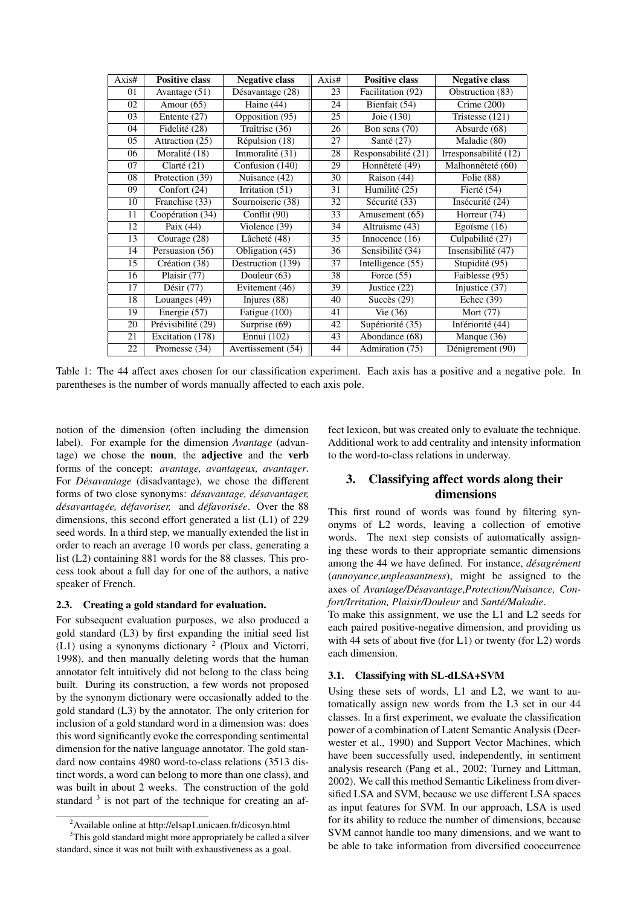| Axis# | Positive class | Negative class | Axis# | Positive class | Negative class |
|---|---|---|---|---|---|
| 01 | Avantage (51) | Désavantage (28) | 23 | Facilitation (92) | Obstruction (83) |
| 02 | Amour (65) | Haine (44) | 24 | Bienfait (54) | Crime (200) |
| 03 | Entente (27) | Opposition (95) | 25 | Joie (130) | Tristesse (121) |
| 04 | Fidelité (28) | Traîtrise (36) | 26 | Bon sens (70) | Absurde (68) |
| 05 | Attraction (25) | Répulsion (18) | 27 | Santé (27) | Maladie (80) |
| 06 | Moralité (18) | Immoralité (31) | 28 | Responsabilité (21) | Irresponsabilité (12) |
| 07 | Clarté (21) | Confusion (140) | 29 | Honnêteté (49) | Malhonnêteté (60) |
| 08 | Protection (39) | Nuisance (42) | 30 | Raison (44) | Folie (88) |
| 09 | Confort (24) | Irritation (51) | 31 | Humilité (25) | Fierté (54) |
| 10 | Franchise (33) | Sournoiserie (38) | 32 | Sécurité (33) | Insécurité (24) |
| 11 | Coopération (34) | Conflit (90) | 33 | Amusement (65) | Horreur (74) |
| 12 | Paix (44) | Violence (39) | 34 | Altruisme (43) | Egoïsme (16) |
| 13 | Courage (28) | Lâcheté (48) | 35 | Innocence (16) | Culpabilité (27) |
| 14 | Persuasion (56) | Obligation (45) | 36 | Sensibilité (34) | Insensibilité (47) |
| 15 | Création (38) | Destruction (139) | 37 | Intelligence (55) | Stupidité (95) |
| 16 | Plaisir (77) | Douleur (63) | 38 | Force (55) | Faiblesse (95) |
| 17 | Désir (77) | Evitement (46) | 39 | Justice (22) | Injustice (37) |
| 18 | Louanges (49) | Injures (88) | 40 | Succès (29) | Echec (39) |
| 19 | Energie (57) | Fatigue (100) | 41 | Vie (36) | Mort (77) |
| 20 | Prévisibilité (29) | Surprise (69) | 42 | Supériorité (35) | Infériorité (44) |
| 21 | Excitation (178) | Ennui (102) | 43 | Abondance (68) | Manque (36) |
| 22 | Promesse (34) | Avertissement (54) | 44 | Admiration (75) | Dénigrement (90) |

Table 1: The 44 affect axes chosen for our classification experiment. Each axis has a positive and a negative pole. In parentheses is the number of words manually affected to each axis pole.

notion of the dimension (often including the dimension label). For example for the dimension *Avantage* (advantage) we chose the **noun**, the **adjective** and the **verb** forms of the concept: *avantage, avantageux, avantager*. For *Désavantage* (disadvantage), we chose the different forms of two close synonyms: *désavantage, désavantager, désavantagée, défavoriser,* and *défavorisée*. Over the 88 dimensions, this second effort generated a list (L1) of 229 seed words. In a third step, we manually extended the list in order to reach an average 10 words per class, generating a list (L2) containing 881 words for the 88 classes. This process took about a full day for one of the authors, a native speaker of French.

### 2.3. Creating a gold standard for evaluation.

For subsequent evaluation purposes, we also produced a gold standard (L3) by first expanding the initial seed list (L1) using a synonyms dictionary [2] (Ploux and Victorri, 1998), and then manually deleting words that the human annotator felt intuitively did not belong to the class being built. During its construction, a few words not proposed by the synonym dictionary were occasionally added to the gold standard (L3) by the annotator. The only criterion for inclusion of a gold standard word in a dimension was: does this word significantly evoke the corresponding sentimental dimension for the native language annotator. The gold standard now contains 4980 word-to-class relations (3513 distinct words, a word can belong to more than one class), and was built in about 2 weeks. The construction of the gold standard [3] is not part of the technique for creating an affect lexicon, but was created only to evaluate the technique. Additional work to add centrality and intensity information to the word-to-class relations in underway.

## 3. Classifying affect words along their dimensions

This first round of words was found by filtering synonyms of L2 words, leaving a collection of emotive words. The next step consists of automatically assigning these words to their appropriate semantic dimensions among the 44 we have defined. For instance, *désagrément* (*annoyance,unpleasantness*), might be assigned to the axes of *Avantage/Désavantage*,*Protection/Nuisance, Confort/Irritation, Plaisir/Douleur* and *Santé/Maladie*.

To make this assignment, we use the L1 and L2 seeds for each paired positive-negative dimension, and providing us with 44 sets of about five (for L1) or twenty (for L2) words each dimension.

### 3.1. Classifying with SL-dLSA+SVM

Using these sets of words, L1 and L2, we want to automatically assign new words from the L3 set in our 44 classes. In a first experiment, we evaluate the classification power of a combination of Latent Semantic Analysis (Deerwester et al., 1990) and Support Vector Machines, which have been successfully used, independently, in sentiment analysis research (Pang et al., 2002; Turney and Littman, 2002). We call this method Semantic Likeliness from diversified LSA and SVM, because we use different LSA spaces as input features for SVM. In our approach, LSA is used for its ability to reduce the number of dimensions, because SVM cannot handle too many dimensions, and we want to be able to take information from diversified cooccurrence

[2] Available online at http://elsap1.unicaen.fr/dicosyn.html

[3] This gold standard might more appropriately be called a silver standard, since it was not built with exhaustiveness as a goal.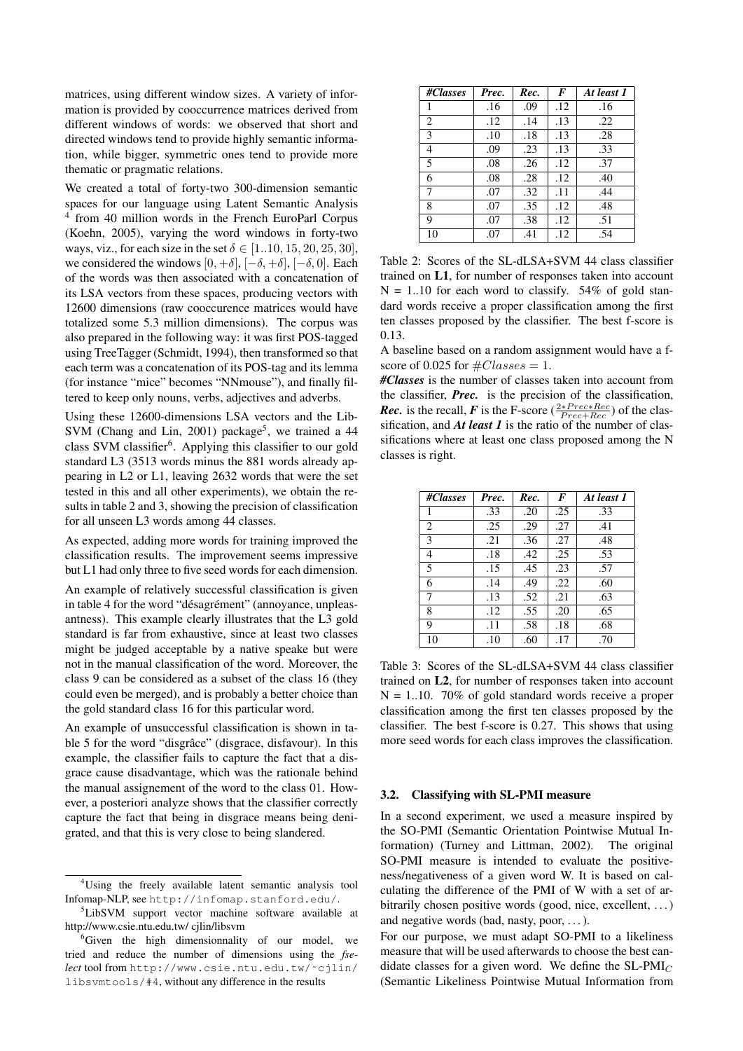matrices, using different window sizes. A variety of information is provided by cooccurrence matrices derived from different windows of words: we observed that short and directed windows tend to provide highly semantic information, while bigger, symmetric ones tend to provide more thematic or pragmatic relations.

We created a total of forty-two 300-dimension semantic spaces for our language using Latent Semantic Analysis [4] from 40 million words in the French EuroParl Corpus (Koehn, 2005), varying the word windows in forty-two ways, viz., for each size in the set $\delta \in [1..10, 15, 20, 25, 30]$, we considered the windows $[0, +\delta]$, $[-\delta, +\delta]$, $[-\delta, 0]$. Each of the words was then associated with a concatenation of its LSA vectors from these spaces, producing vectors with 12600 dimensions (raw cooccurence matrices would have totalized some 5.3 million dimensions). The corpus was also prepared in the following way: it was first POS-tagged using TreeTagger (Schmidt, 1994), then transformed so that each term was a concatenation of its POS-tag and its lemma (for instance "mice" becomes "NNmouse"), and finally filtered to keep only nouns, verbs, adjectives and adverbs.

Using these 12600-dimensions LSA vectors and the LibSVM (Chang and Lin, 2001) package[5], we trained a 44 class SVM classifier[6]. Applying this classifier to our gold standard L3 (3513 words minus the 881 words already appearing in L2 or L1, leaving 2632 words that were the set tested in this and all other experiments), we obtain the results in table 2 and 3, showing the precision of classification for all unseen L3 words among 44 classes.

As expected, adding more words for training improved the classification results. The improvement seems impressive but L1 had only three to five seed words for each dimension.

An example of relatively successful classification is given in table 4 for the word "désagrément" (annoyance, unpleasantness). This example clearly illustrates that the L3 gold standard is far from exhaustive, since at least two classes might be judged acceptable by a native speake but were not in the manual classification of the word. Moreover, the class 9 can be considered as a subset of the class 16 (they could even be merged), and is probably a better choice than the gold standard class 16 for this particular word.

An example of unsuccessful classification is shown in table 5 for the word "disgrâce" (disgrace, disfavour). In this example, the classifier fails to capture the fact that a disgrace cause disadvantage, which was the rationale behind the manual assignement of the word to the class 01. However, a posteriori analyze shows that the classifier correctly capture the fact that being in disgrace means being denigrated, and that this is very close to being slandered.

| *#Classes* | *Prec.* | *Rec.* | *F* | *At least 1* |
|---|---|---|---|---|
| 1 | .16 | .09 | .12 | .16 |
| 2 | .12 | .14 | .13 | .22 |
| 3 | .10 | .18 | .13 | .28 |
| 4 | .09 | .23 | .13 | .33 |
| 5 | .08 | .26 | .12 | .37 |
| 6 | .08 | .28 | .12 | .40 |
| 7 | .07 | .32 | .11 | .44 |
| 8 | .07 | .35 | .12 | .48 |
| 9 | .07 | .38 | .12 | .51 |
| 10 | .07 | .41 | .12 | .54 |

Table 2: Scores of the SL-dLSA+SVM 44 class classifier trained on **L1**, for number of responses taken into account N = 1..10 for each word to classify. 54% of gold standard words receive a proper classification among the first ten classes proposed by the classifier. The best f-score is 0.13.

A baseline based on a random assignment would have a f-score of 0.025 for $\#Classes = 1$.

***#Classes*** is the number of classes taken into account from the classifier, ***Prec.*** is the precision of the classification, ***Rec.*** is the recall, ***F*** is the F-score ($\frac{2*Prec*Rec}{Prec+Rec}$) of the classification, and ***At least 1*** is the ratio of the number of classifications where at least one class proposed among the N classes is right.

| *#Classes* | *Prec.* | *Rec.* | *F* | *At least 1* |
|---|---|---|---|---|
| 1 | .33 | .20 | .25 | .33 |
| 2 | .25 | .29 | .27 | .41 |
| 3 | .21 | .36 | .27 | .48 |
| 4 | .18 | .42 | .25 | .53 |
| 5 | .15 | .45 | .23 | .57 |
| 6 | .14 | .49 | .22 | .60 |
| 7 | .13 | .52 | .21 | .63 |
| 8 | .12 | .55 | .20 | .65 |
| 9 | .11 | .58 | .18 | .68 |
| 10 | .10 | .60 | .17 | .70 |

Table 3: Scores of the SL-dLSA+SVM 44 class classifier trained on **L2**, for number of responses taken into account N = 1..10. 70% of gold standard words receive a proper classification among the first ten classes proposed by the classifier. The best f-score is 0.27. This shows that using more seed words for each class improves the classification.

### 3.2. Classifying with SL-PMI measure

In a second experiment, we used a measure inspired by the SO-PMI (Semantic Orientation Pointwise Mutual Information) (Turney and Littman, 2002). The original SO-PMI measure is intended to evaluate the positiveness/negativeness of a given word W. It is based on calculating the difference of the PMI of W with a set of arbitrarily chosen positive words (good, nice, excellent, ...) and negative words (bad, nasty, poor, ...).

For our purpose, we must adapt SO-PMI to a likeliness measure that will be used afterwards to choose the best candidate classes for a given word. We define the SL-PMI$_C$ (Semantic Likeliness Pointwise Mutual Information from

[4] Using the freely available latent semantic analysis tool Infomap-NLP, see http://infomap.stanford.edu/.

[5] LibSVM support vector machine software available at http://www.csie.ntu.edu.tw/ cjlin/libsvm

[6] Given the high dimensionnality of our model, we tried and reduce the number of dimensions using the *fselect* tool from http://www.csie.ntu.edu.tw/~cjlin/libsvmtools/#4, without any difference in the results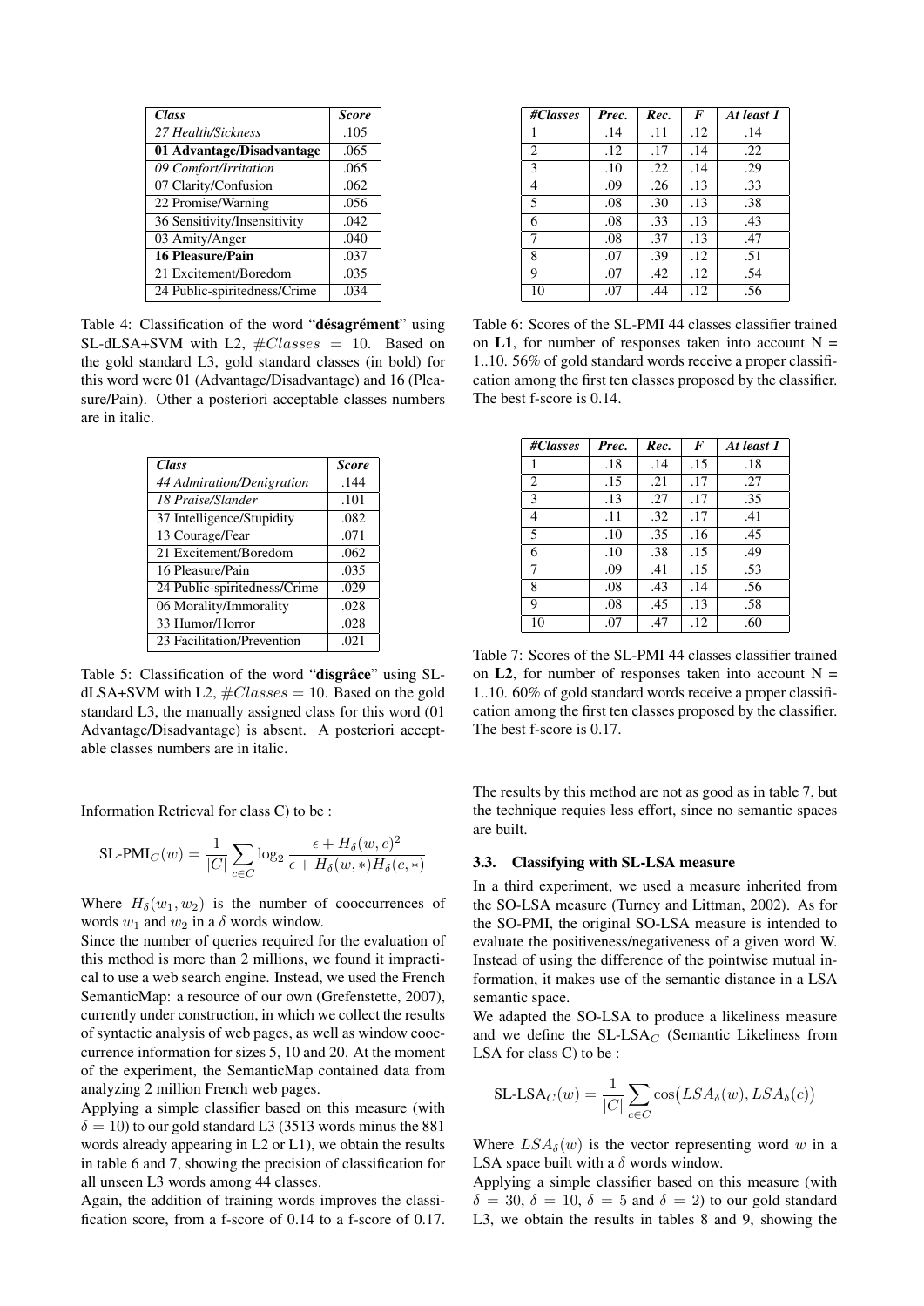| *Class* | *Score* |
|---|---|
| *27 Health/Sickness* | .105 |
| **01 Advantage/Disadvantage** | .065 |
| *09 Comfort/Irritation* | .065 |
| 07 Clarity/Confusion | .062 |
| 22 Promise/Warning | .056 |
| 36 Sensitivity/Insensitivity | .042 |
| 03 Amity/Anger | .040 |
| **16 Pleasure/Pain** | .037 |
| 21 Excitement/Boredom | .035 |
| 24 Public-spiritedness/Crime | .034 |

Table 4: Classification of the word "**désagrément**" using SL-dLSA+SVM with L2, $\#Classes = 10$. Based on the gold standard L3, gold standard classes (in bold) for this word were 01 (Advantage/Disadvantage) and 16 (Pleasure/Pain). Other a posteriori acceptable classes numbers are in italic.

| *Class* | *Score* |
|---|---|
| *44 Admiration/Denigration* | .144 |
| *18 Praise/Slander* | .101 |
| 37 Intelligence/Stupidity | .082 |
| 13 Courage/Fear | .071 |
| 21 Excitement/Boredom | .062 |
| 16 Pleasure/Pain | .035 |
| 24 Public-spiritedness/Crime | .029 |
| 06 Morality/Immorality | .028 |
| 33 Humor/Horror | .028 |
| 23 Facilitation/Prevention | .021 |

Table 5: Classification of the word "**disgrâce**" using SL-dLSA+SVM with L2, $\#Classes = 10$. Based on the gold standard L3, the manually assigned class for this word (01 Advantage/Disadvantage) is absent. A posteriori acceptable classes numbers are in italic.

Information Retrieval for class C) to be :

$$\text{SL-PMI}_C(w) = \frac{1}{|C|} \sum_{c \in C} \log_2 \frac{\epsilon + H_\delta(w,c)^2}{\epsilon + H_\delta(w,*) H_\delta(c,*)}$$

Where $H_\delta(w_1, w_2)$ is the number of cooccurrences of words $w_1$ and $w_2$ in a $\delta$ words window.

Since the number of queries required for the evaluation of this method is more than 2 millions, we found it impractical to use a web search engine. Instead, we used the French SemanticMap: a resource of our own (Grefenstette, 2007), currently under construction, in which we collect the results of syntactic analysis of web pages, as well as window cooccurrence information for sizes 5, 10 and 20. At the moment of the experiment, the SemanticMap contained data from analyzing 2 million French web pages.

Applying a simple classifier based on this measure (with $\delta = 10$) to our gold standard L3 (3513 words minus the 881 words already appearing in L2 or L1), we obtain the results in table 6 and 7, showing the precision of classification for all unseen L3 words among 44 classes.

Again, the addition of training words improves the classification score, from a f-score of 0.14 to a f-score of 0.17.

| *#Classes* | *Prec.* | *Rec.* | *F* | *At least 1* |
|---|---|---|---|---|
| 1 | .14 | .11 | .12 | .14 |
| 2 | .12 | .17 | .14 | .22 |
| 3 | .10 | .22 | .14 | .29 |
| 4 | .09 | .26 | .13 | .33 |
| 5 | .08 | .30 | .13 | .38 |
| 6 | .08 | .33 | .13 | .43 |
| 7 | .08 | .37 | .13 | .47 |
| 8 | .07 | .39 | .12 | .51 |
| 9 | .07 | .42 | .12 | .54 |
| 10 | .07 | .44 | .12 | .56 |

Table 6: Scores of the SL-PMI 44 classes classifier trained on **L1**, for number of responses taken into account N = 1..10. 56% of gold standard words receive a proper classification among the first ten classes proposed by the classifier. The best f-score is 0.14.

| *#Classes* | *Prec.* | *Rec.* | *F* | *At least 1* |
|---|---|---|---|---|
| 1 | .18 | .14 | .15 | .18 |
| 2 | .15 | .21 | .17 | .27 |
| 3 | .13 | .27 | .17 | .35 |
| 4 | .11 | .32 | .17 | .41 |
| 5 | .10 | .35 | .16 | .45 |
| 6 | .10 | .38 | .15 | .49 |
| 7 | .09 | .41 | .15 | .53 |
| 8 | .08 | .43 | .14 | .56 |
| 9 | .08 | .45 | .13 | .58 |
| 10 | .07 | .47 | .12 | .60 |

Table 7: Scores of the SL-PMI 44 classes classifier trained on **L2**, for number of responses taken into account N = 1..10. 60% of gold standard words receive a proper classification among the first ten classes proposed by the classifier. The best f-score is 0.17.

The results by this method are not as good as in table 7, but the technique requies less effort, since no semantic spaces are built.

### 3.3. Classifying with SL-LSA measure

In a third experiment, we used a measure inherited from the SO-LSA measure (Turney and Littman, 2002). As for the SO-PMI, the original SO-LSA measure is intended to evaluate the positiveness/negativeness of a given word W. Instead of using the difference of the pointwise mutual information, it makes use of the semantic distance in a LSA semantic space.

We adapted the SO-LSA to produce a likeliness measure and we define the SL-LSA$_C$ (Semantic Likeliness from LSA for class C) to be :

$$\text{SL-LSA}_C(w) = \frac{1}{|C|} \sum_{c \in C} \cos\big(LSA_\delta(w), LSA_\delta(c)\big)$$

Where $LSA_\delta(w)$ is the vector representing word $w$ in a LSA space built with a $\delta$ words window.

Applying a simple classifier based on this measure (with $\delta = 30$, $\delta = 10$, $\delta = 5$ and $\delta = 2$) to our gold standard L3, we obtain the results in tables 8 and 9, showing the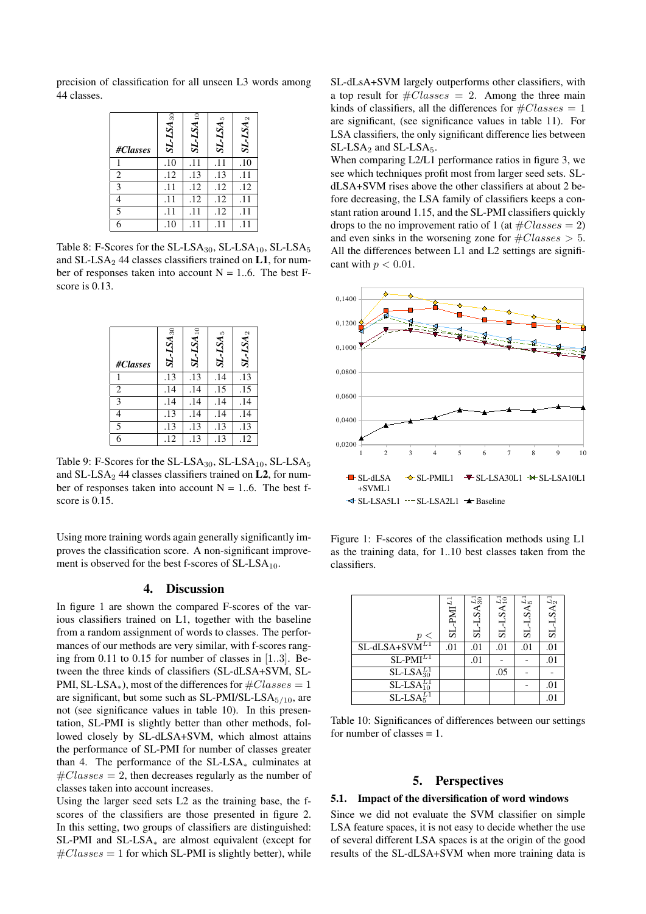precision of classification for all unseen L3 words among 44 classes.

| *#Classes* | $SL\text{-}LSA_{30}$ | $SL\text{-}LSA_{10}$ | $SL\text{-}LSA_{5}$ | $SL\text{-}LSA_{2}$ |
|---|---|---|---|---|
| 1 | .10 | .11 | .11 | .10 |
| 2 | .12 | .13 | .13 | .11 |
| 3 | .11 | .12 | .12 | .12 |
| 4 | .11 | .12 | .12 | .11 |
| 5 | .11 | .11 | .12 | .11 |
| 6 | .10 | .11 | .11 | .11 |

Table 8: F-Scores for the SL-LSA$_{30}$, SL-LSA$_{10}$, SL-LSA$_{5}$ and SL-LSA$_{2}$ 44 classes classifiers trained on **L1**, for number of responses taken into account N = 1..6. The best F-score is 0.13.

| *#Classes* | $SL\text{-}LSA_{30}$ | $SL\text{-}LSA_{10}$ | $SL\text{-}LSA_{5}$ | $SL\text{-}LSA_{2}$ |
|---|---|---|---|---|
| 1 | .13 | .13 | .14 | .13 |
| 2 | .14 | .14 | .15 | .15 |
| 3 | .14 | .14 | .14 | .14 |
| 4 | .13 | .14 | .14 | .14 |
| 5 | .13 | .13 | .13 | .13 |
| 6 | .12 | .13 | .13 | .12 |

Table 9: F-Scores for the SL-LSA$_{30}$, SL-LSA$_{10}$, SL-LSA$_{5}$ and SL-LSA$_{2}$ 44 classes classifiers trained on **L2**, for number of responses taken into account N = 1..6. The best f-score is 0.15.

Using more training words again generally significantly improves the classification score. A non-significant improvement is observed for the best f-scores of SL-LSA$_{10}$.

## 4. Discussion

In figure 1 are shown the compared F-scores of the various classifiers trained on L1, together with the baseline from a random assignment of words to classes. The performances of our methods are very similar, with f-scores ranging from 0.11 to 0.15 for number of classes in [1..3]. Between the three kinds of classifiers (SL-dLSA+SVM, SL-PMI, SL-LSA$_*$), most of the differences for $\#Classes = 1$ are significant, but some such as SL-PMI/SL-LSA$_{5/10}$, are not (see significance values in table 10). In this presentation, SL-PMI is slightly better than other methods, followed closely by SL-dLSA+SVM, which almost attains the performance of SL-PMI for number of classes greater than 4. The performance of the SL-LSA$_*$ culminates at $\#Classes = 2$, then decreases regularly as the number of classes taken into account increases.

Using the larger seed sets L2 as the training base, the f-scores of the classifiers are those presented in figure 2. In this setting, two groups of classifiers are distinguished: SL-PMI and SL-LSA$_*$ are almost equivalent (except for $\#Classes = 1$ for which SL-PMI is slightly better), while SL-dLsA+SVM largely outperforms other classifiers, with a top result for $\#Classes = 2$. Among the three main kinds of classifiers, all the differences for $\#Classes = 1$ are significant, (see significance values in table 11). For LSA classifiers, the only significant difference lies between SL-LSA$_2$ and SL-LSA$_5$.

When comparing L2/L1 performance ratios in figure 3, we see which techniques profit most from larger seed sets. SL-dLSA+SVM rises above the other classifiers at about 2 before decreasing, the LSA family of classifiers keeps a constant ration around 1.15, and the SL-PMI classifiers quickly drops to the no improvement ratio of 1 (at $\#Classes = 2$) and even sinks in the worsening zone for $\#Classes > 5$. All the differences between L1 and L2 settings are significant with $p < 0.01$.

Figure 1: F-scores of the classification methods using L1 as the training data, for 1..10 best classes taken from the classifiers.

| $p <$ | SL-PMI$^{L1}$ | SL-LSA$_{30}^{L1}$ | SL-LSA$_{10}^{L1}$ | SL-LSA$_{5}^{L1}$ | SL-LSA$_{2}^{L1}$ |
|---|---|---|---|---|---|
| SL-dLSA+SVM$^{L1}$ | .01 | .01 | .01 | .01 | .01 |
| SL-PMI$^{L1}$ | | .01 | - | - | .01 |
| SL-LSA$_{30}^{L1}$ | | | .05 | - | - |
| SL-LSA$_{10}^{L1}$ | | | | - | .01 |
| SL-LSA$_{5}^{L1}$ | | | | | .01 |

Table 10: Significances of differences between our settings for number of classes = 1.

## 5. Perspectives

### 5.1. Impact of the diversification of word windows

Since we did not evaluate the SVM classifier on simple LSA feature spaces, it is not easy to decide whether the use of several different LSA spaces is at the origin of the good results of the SL-dLSA+SVM when more training data is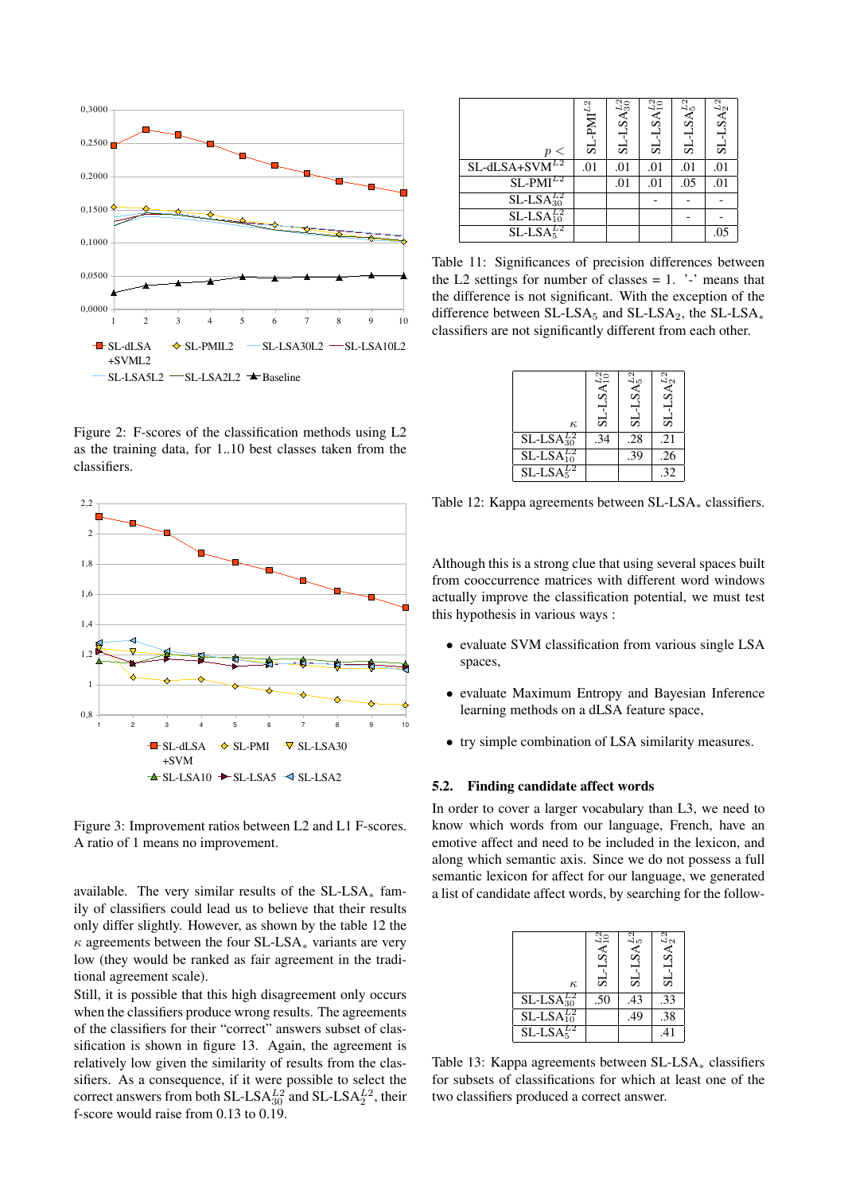Figure 2: F-scores of the classification methods using L2 as the training data, for 1..10 best classes taken from the classifiers.

Figure 3: Improvement ratios between L2 and L1 F-scores. A ratio of 1 means no improvement.

available. The very similar results of the SL-LSA$_*$ family of classifiers could lead us to believe that their results only differ slightly. However, as shown by the table 12 the $\kappa$ agreements between the four SL-LSA$_*$ variants are very low (they would be ranked as fair agreement in the traditional agreement scale).

Still, it is possible that this high disagreement only occurs when the classifiers produce wrong results. The agreements of the classifiers for their "correct" answers subset of classification is shown in figure 13. Again, the agreement is relatively low given the similarity of results from the classifiers. As a consequence, if it were possible to select the correct answers from both SL-LSA$_{30}^{L2}$ and SL-LSA$_{2}^{L2}$, their f-score would raise from 0.13 to 0.19.

| $p <$ | SL-PMI$^{L2}$ | SL-LSA$_{30}^{L2}$ | SL-LSA$_{10}^{L2}$ | SL-LSA$_{5}^{L2}$ | SL-LSA$_{2}^{L2}$ |
|---|---|---|---|---|---|
| SL-dLSA+SVM$^{L2}$ | .01 | .01 | .01 | .01 | .01 |
| SL-PMI$^{L2}$ | | .01 | .01 | .05 | .01 |
| SL-LSA$_{30}^{L2}$ | | | - | - | - |
| SL-LSA$_{10}^{L2}$ | | | | - | - |
| SL-LSA$_{5}^{L2}$ | | | | | .05 |

Table 11: Significances of precision differences between the L2 settings for number of classes = 1. '-' means that the difference is not significant. With the exception of the difference between SL-LSA$_5$ and SL-LSA$_2$, the SL-LSA$_*$ classifiers are not significantly different from each other.

| $\kappa$ | SL-LSA$_{10}^{L2}$ | SL-LSA$_{5}^{L2}$ | SL-LSA$_{2}^{L2}$ |
|---|---|---|---|
| SL-LSA$_{30}^{L2}$ | .34 | .28 | .21 |
| SL-LSA$_{10}^{L2}$ | | .39 | .26 |
| SL-LSA$_{5}^{L2}$ | | | .32 |

Table 12: Kappa agreements between SL-LSA$_*$ classifiers.

Although this is a strong clue that using several spaces built from cooccurrence matrices with different word windows actually improve the classification potential, we must test this hypothesis in various ways :

- evaluate SVM classification from various single LSA spaces,
- evaluate Maximum Entropy and Bayesian Inference learning methods on a dLSA feature space,
- try simple combination of LSA similarity measures.

### 5.2. Finding candidate affect words

In order to cover a larger vocabulary than L3, we need to know which words from our language, French, have an emotive affect and need to be included in the lexicon, and along which semantic axis. Since we do not possess a full semantic lexicon for affect for our language, we generated a list of candidate affect words, by searching for the follow-

| $\kappa$ | SL-LSA$_{10}^{L2}$ | SL-LSA$_{5}^{L2}$ | SL-LSA$_{2}^{L2}$ |
|---|---|---|---|
| SL-LSA$_{30}^{L2}$ | .50 | .43 | .33 |
| SL-LSA$_{10}^{L2}$ | | .49 | .38 |
| SL-LSA$_{5}^{L2}$ | | | .41 |

Table 13: Kappa agreements between SL-LSA$_*$ classifiers for subsets of classifications for which at least one of the two classifiers produced a correct answer.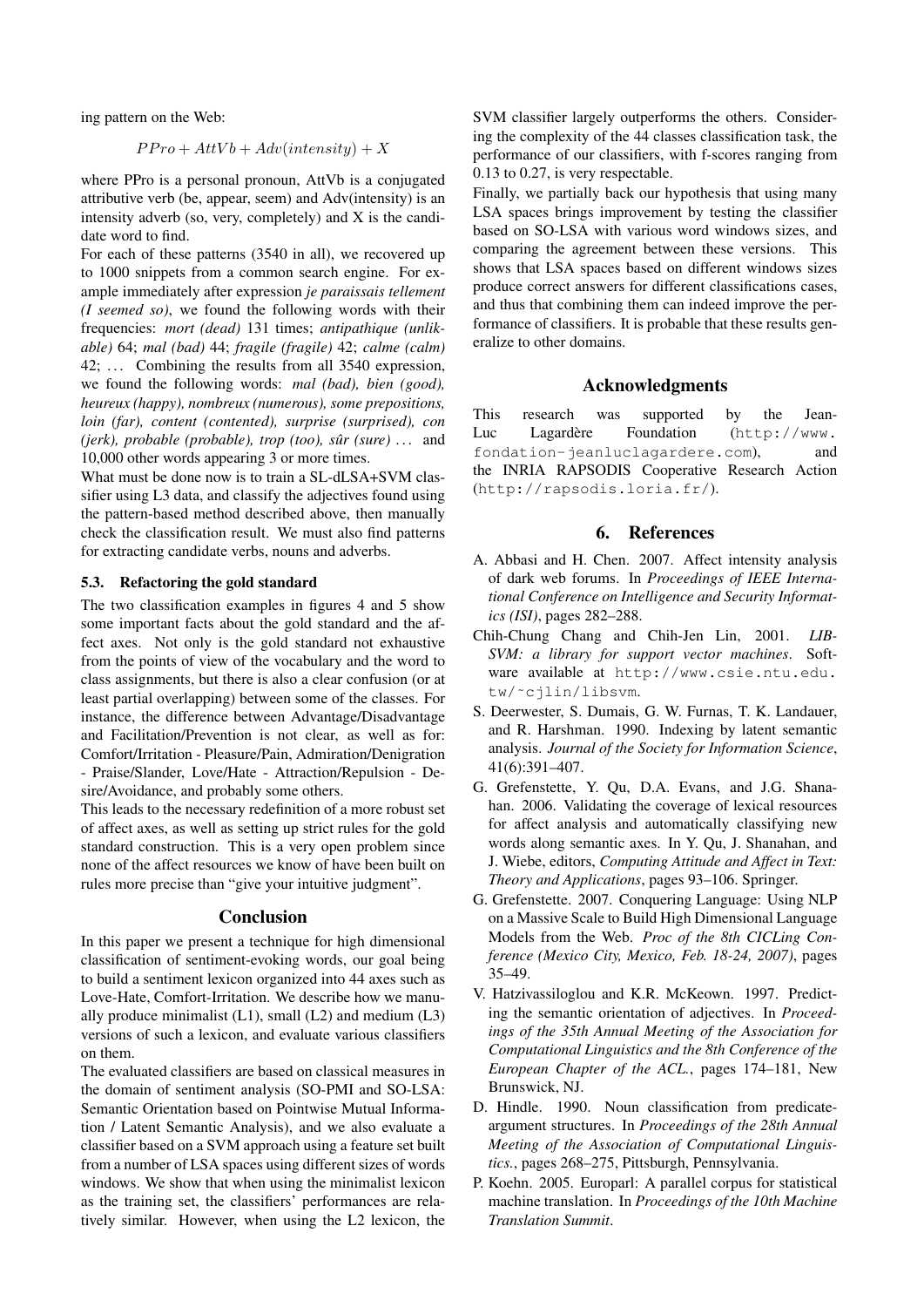ing pattern on the Web:

$$PPro + AttVb + Adv(intensity) + X$$

where PPro is a personal pronoun, AttVb is a conjugated attributive verb (be, appear, seem) and Adv(intensity) is an intensity adverb (so, very, completely) and X is the candidate word to find.

For each of these patterns (3540 in all), we recovered up to 1000 snippets from a common search engine. For example immediately after expression *je paraissais tellement (I seemed so)*, we found the following words with their frequencies: *mort (dead)* 131 times; *antipathique (unlikable)* 64; *mal (bad)* 44; *fragile (fragile)* 42; *calme (calm)* 42; ... Combining the results from all 3540 expression, we found the following words: *mal (bad), bien (good), heureux (happy), nombreux (numerous), some prepositions, loin (far), content (contented), surprise (surprised), con (jerk), probable (probable), trop (too), sûr (sure)* ... and 10,000 other words appearing 3 or more times.

What must be done now is to train a SL-dLSA+SVM classifier using L3 data, and classify the adjectives found using the pattern-based method described above, then manually check the classification result. We must also find patterns for extracting candidate verbs, nouns and adverbs.

### 5.3. Refactoring the gold standard

The two classification examples in figures 4 and 5 show some important facts about the gold standard and the affect axes. Not only is the gold standard not exhaustive from the points of view of the vocabulary and the word to class assignments, but there is also a clear confusion (or at least partial overlapping) between some of the classes. For instance, the difference between Advantage/Disadvantage and Facilitation/Prevention is not clear, as well as for: Comfort/Irritation - Pleasure/Pain, Admiration/Denigration - Praise/Slander, Love/Hate - Attraction/Repulsion - Desire/Avoidance, and probably some others.

This leads to the necessary redefinition of a more robust set of affect axes, as well as setting up strict rules for the gold standard construction. This is a very open problem since none of the affect resources we know of have been built on rules more precise than "give your intuitive judgment".

## Conclusion

In this paper we present a technique for high dimensional classification of sentiment-evoking words, our goal being to build a sentiment lexicon organized into 44 axes such as Love-Hate, Comfort-Irritation. We describe how we manually produce minimalist (L1), small (L2) and medium (L3) versions of such a lexicon, and evaluate various classifiers on them.

The evaluated classifiers are based on classical measures in the domain of sentiment analysis (SO-PMI and SO-LSA: Semantic Orientation based on Pointwise Mutual Information / Latent Semantic Analysis), and we also evaluate a classifier based on a SVM approach using a feature set built from a number of LSA spaces using different sizes of words windows. We show that when using the minimalist lexicon as the training set, the classifiers' performances are relatively similar. However, when using the L2 lexicon, the SVM classifier largely outperforms the others. Considering the complexity of the 44 classes classification task, the performance of our classifiers, with f-scores ranging from 0.13 to 0.27, is very respectable.

Finally, we partially back our hypothesis that using many LSA spaces brings improvement by testing the classifier based on SO-LSA with various word windows sizes, and comparing the agreement between these versions. This shows that LSA spaces based on different windows sizes produce correct answers for different classifications cases, and thus that combining them can indeed improve the performance of classifiers. It is probable that these results generalize to other domains.

## Acknowledgments

This research was supported by the Jean-Luc Lagardère Foundation (http://www.fondation-jeanluclagardere.com), and the INRIA RAPSODIS Cooperative Research Action (http://rapsodis.loria.fr/).

## 6. References

A. Abbasi and H. Chen. 2007. Affect intensity analysis of dark web forums. In *Proceedings of IEEE International Conference on Intelligence and Security Informatics (ISI)*, pages 282–288.

Chih-Chung Chang and Chih-Jen Lin, 2001. *LIBSVM: a library for support vector machines*. Software available at http://www.csie.ntu.edu.tw/~cjlin/libsvm.

S. Deerwester, S. Dumais, G. W. Furnas, T. K. Landauer, and R. Harshman. 1990. Indexing by latent semantic analysis. *Journal of the Society for Information Science*, 41(6):391–407.

G. Grefenstette, Y. Qu, D.A. Evans, and J.G. Shanahan. 2006. Validating the coverage of lexical resources for affect analysis and automatically classifying new words along semantic axes. In Y. Qu, J. Shanahan, and J. Wiebe, editors, *Computing Attitude and Affect in Text: Theory and Applications*, pages 93–106. Springer.

G. Grefenstette. 2007. Conquering Language: Using NLP on a Massive Scale to Build High Dimensional Language Models from the Web. *Proc of the 8th CICLing Conference (Mexico City, Mexico, Feb. 18-24, 2007)*, pages 35–49.

V. Hatzivassiloglou and K.R. McKeown. 1997. Predicting the semantic orientation of adjectives. In *Proceedings of the 35th Annual Meeting of the Association for Computational Linguistics and the 8th Conference of the European Chapter of the ACL.*, pages 174–181, New Brunswick, NJ.

D. Hindle. 1990. Noun classification from predicate-argument structures. In *Proceedings of the 28th Annual Meeting of the Association of Computational Linguistics.*, pages 268–275, Pittsburgh, Pennsylvania.

P. Koehn. 2005. Europarl: A parallel corpus for statistical machine translation. In *Proceedings of the 10th Machine Translation Summit*.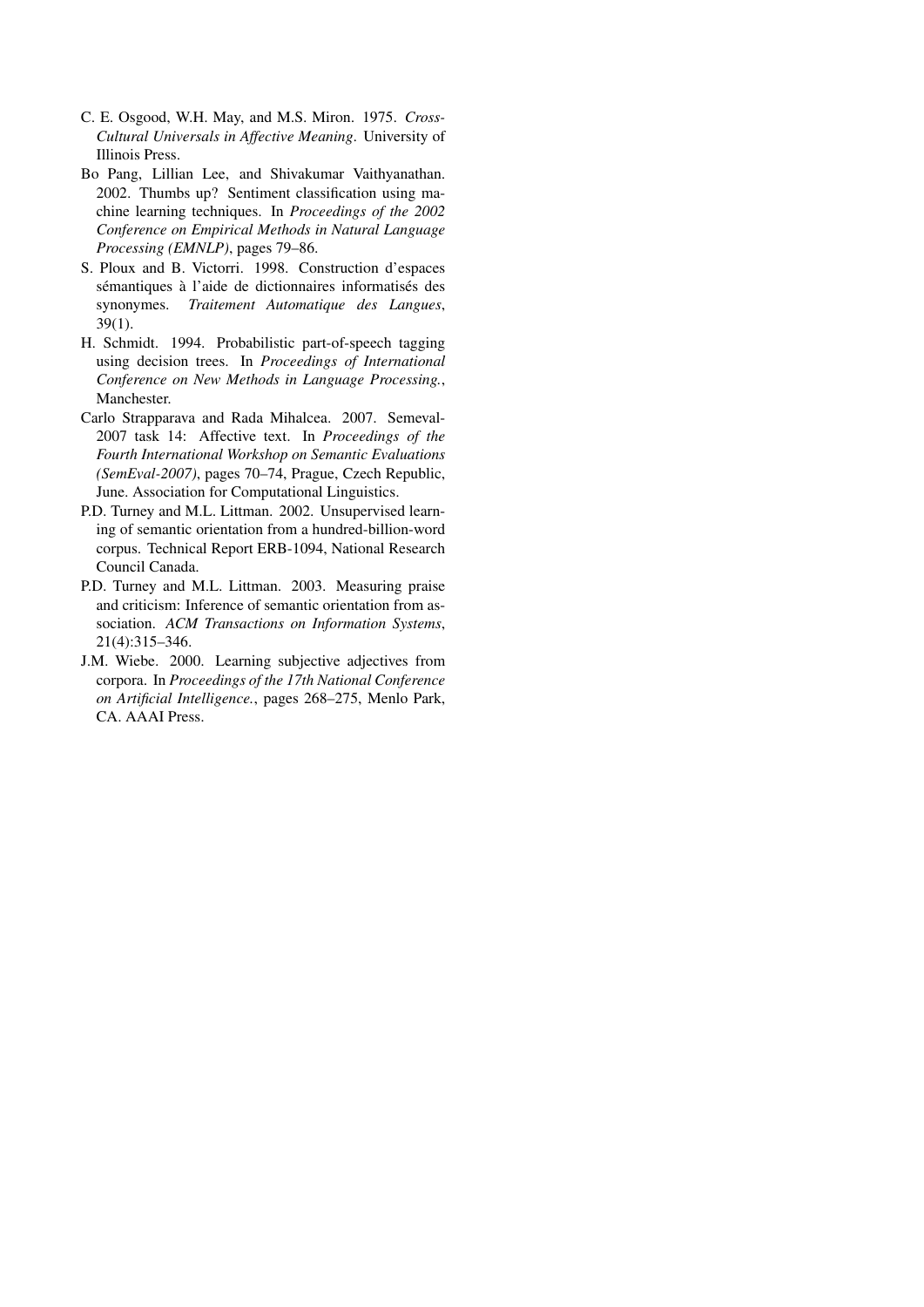C. E. Osgood, W.H. May, and M.S. Miron. 1975. *Cross-Cultural Universals in Affective Meaning*. University of Illinois Press.

Bo Pang, Lillian Lee, and Shivakumar Vaithyanathan. 2002. Thumbs up? Sentiment classification using machine learning techniques. In *Proceedings of the 2002 Conference on Empirical Methods in Natural Language Processing (EMNLP)*, pages 79–86.

S. Ploux and B. Victorri. 1998. Construction d'espaces sémantiques à l'aide de dictionnaires informatisés des synonymes. *Traitement Automatique des Langues*, 39(1).

H. Schmidt. 1994. Probabilistic part-of-speech tagging using decision trees. In *Proceedings of International Conference on New Methods in Language Processing.*, Manchester.

Carlo Strapparava and Rada Mihalcea. 2007. Semeval-2007 task 14: Affective text. In *Proceedings of the Fourth International Workshop on Semantic Evaluations (SemEval-2007)*, pages 70–74, Prague, Czech Republic, June. Association for Computational Linguistics.

P.D. Turney and M.L. Littman. 2002. Unsupervised learning of semantic orientation from a hundred-billion-word corpus. Technical Report ERB-1094, National Research Council Canada.

P.D. Turney and M.L. Littman. 2003. Measuring praise and criticism: Inference of semantic orientation from association. *ACM Transactions on Information Systems*, 21(4):315–346.

J.M. Wiebe. 2000. Learning subjective adjectives from corpora. In *Proceedings of the 17th National Conference on Artificial Intelligence.*, pages 268–275, Menlo Park, CA. AAAI Press.